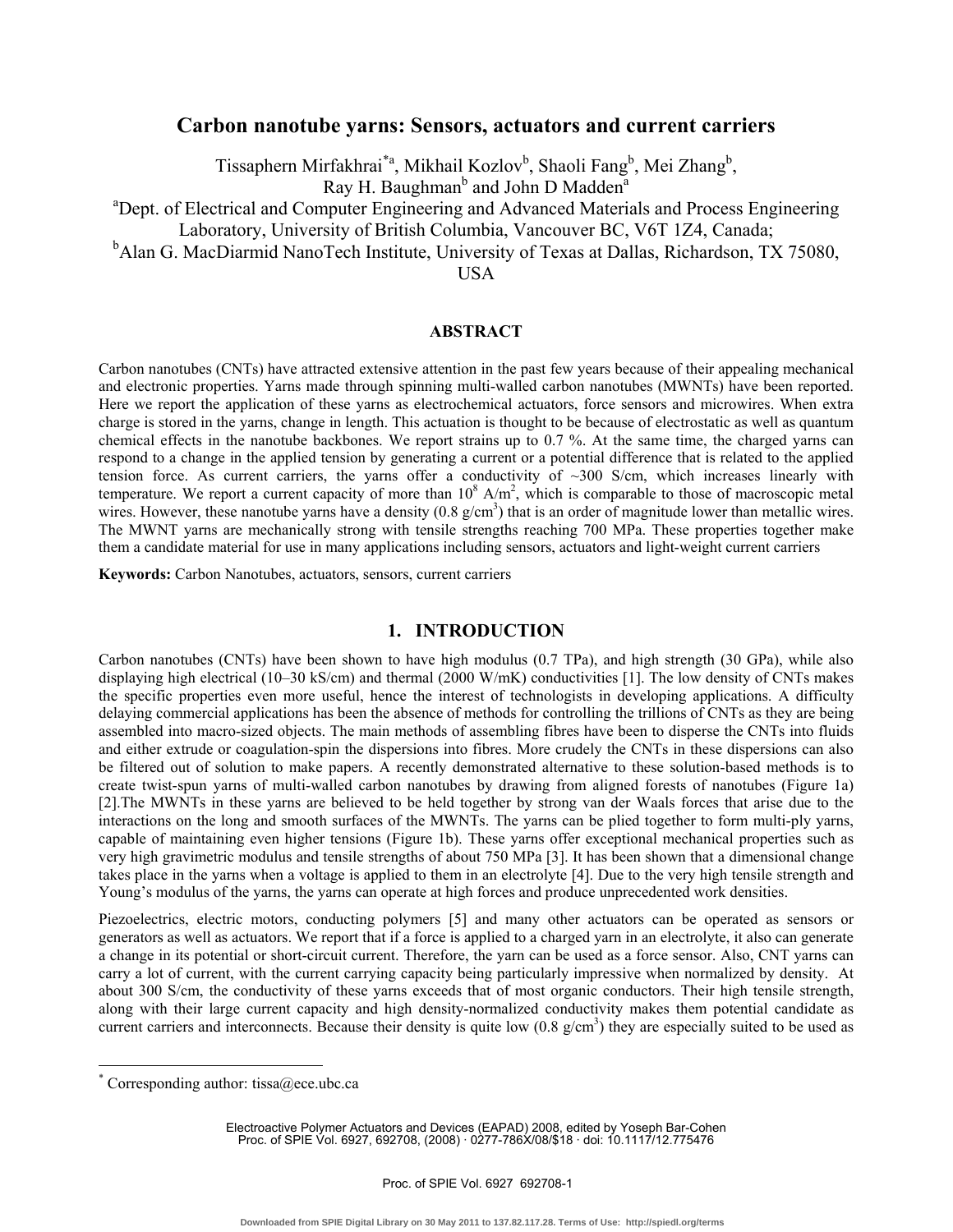# Carbon nanotube yarns: Sensors, actuators and current carriers

Tissaphern Mirfakhrai[*a], Mikhail Kozlov[b], Shaoli Fang[b], Mei Zhang[b], Ray H. Baughman[b] and John D Madden[a]

[a]Dept. of Electrical and Computer Engineering and Advanced Materials and Process Engineering Laboratory, University of British Columbia, Vancouver BC, V6T 1Z4, Canada;
[b]Alan G. MacDiarmid NanoTech Institute, University of Texas at Dallas, Richardson, TX 75080, USA

## ABSTRACT

Carbon nanotubes (CNTs) have attracted extensive attention in the past few years because of their appealing mechanical and electronic properties. Yarns made through spinning multi-walled carbon nanotubes (MWNTs) have been reported. Here we report the application of these yarns as electrochemical actuators, force sensors and microwires. When extra charge is stored in the yarns, change in length. This actuation is thought to be because of electrostatic as well as quantum chemical effects in the nanotube backbones. We report strains up to 0.7 %. At the same time, the charged yarns can respond to a change in the applied tension by generating a current or a potential difference that is related to the applied tension force. As current carriers, the yarns offer a conductivity of ~300 S/cm, which increases linearly with temperature. We report a current capacity of more than $10^8$ A/m$^2$, which is comparable to those of macroscopic metal wires. However, these nanotube yarns have a density (0.8 g/cm$^3$) that is an order of magnitude lower than metallic wires. The MWNT yarns are mechanically strong with tensile strengths reaching 700 MPa. These properties together make them a candidate material for use in many applications including sensors, actuators and light-weight current carriers

**Keywords:** Carbon Nanotubes, actuators, sensors, current carriers

## 1. INTRODUCTION

Carbon nanotubes (CNTs) have been shown to have high modulus (0.7 TPa), and high strength (30 GPa), while also displaying high electrical (10–30 kS/cm) and thermal (2000 W/mK) conductivities [1]. The low density of CNTs makes the specific properties even more useful, hence the interest of technologists in developing applications. A difficulty delaying commercial applications has been the absence of methods for controlling the trillions of CNTs as they are being assembled into macro-sized objects. The main methods of assembling fibres have been to disperse the CNTs into fluids and either extrude or coagulation-spin the dispersions into fibres. More crudely the CNTs in these dispersions can also be filtered out of solution to make papers. A recently demonstrated alternative to these solution-based methods is to create twist-spun yarns of multi-walled carbon nanotubes by drawing from aligned forests of nanotubes (Figure 1a) [2].The MWNTs in these yarns are believed to be held together by strong van der Waals forces that arise due to the interactions on the long and smooth surfaces of the MWNTs. The yarns can be plied together to form multi-ply yarns, capable of maintaining even higher tensions (Figure 1b). These yarns offer exceptional mechanical properties such as very high gravimetric modulus and tensile strengths of about 750 MPa [3]. It has been shown that a dimensional change takes place in the yarns when a voltage is applied to them in an electrolyte [4]. Due to the very high tensile strength and Young's modulus of the yarns, the yarns can operate at high forces and produce unprecedented work densities.

Piezoelectrics, electric motors, conducting polymers [5] and many other actuators can be operated as sensors or generators as well as actuators. We report that if a force is applied to a charged yarn in an electrolyte, it also can generate a change in its potential or short-circuit current. Therefore, the yarn can be used as a force sensor. Also, CNT yarns can carry a lot of current, with the current carrying capacity being particularly impressive when normalized by density. At about 300 S/cm, the conductivity of these yarns exceeds that of most organic conductors. Their high tensile strength, along with their large current capacity and high density-normalized conductivity makes them potential candidate as current carriers and interconnects. Because their density is quite low (0.8 g/cm$^3$) they are especially suited to be used as

[*] Corresponding author: tissa@ece.ubc.ca

Electroactive Polymer Actuators and Devices (EAPAD) 2008, edited by Yoseph Bar-Cohen
Proc. of SPIE Vol. 6927, 692708, (2008) · 0277-786X/08/$18 · doi: 10.1117/12.775476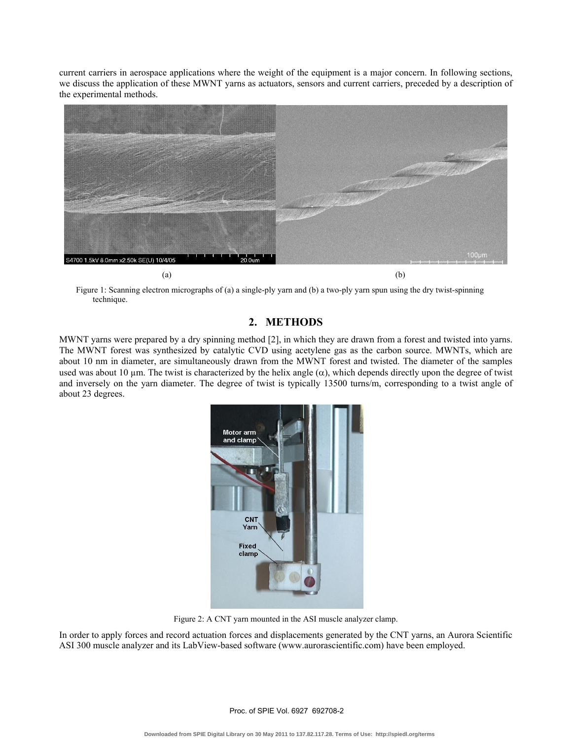current carriers in aerospace applications where the weight of the equipment is a major concern. In following sections, we discuss the application of these MWNT yarns as actuators, sensors and current carriers, preceded by a description of the experimental methods.

(a) (b)

Figure 1: Scanning electron micrographs of (a) a single-ply yarn and (b) a two-ply yarn spun using the dry twist-spinning technique.

## 2. METHODS

MWNT yarns were prepared by a dry spinning method [2], in which they are drawn from a forest and twisted into yarns. The MWNT forest was synthesized by catalytic CVD using acetylene gas as the carbon source. MWNTs, which are about 10 nm in diameter, are simultaneously drawn from the MWNT forest and twisted. The diameter of the samples used was about 10 μm. The twist is characterized by the helix angle ($\alpha$), which depends directly upon the degree of twist and inversely on the yarn diameter. The degree of twist is typically 13500 turns/m, corresponding to a twist angle of about 23 degrees.

Figure 2: A CNT yarn mounted in the ASI muscle analyzer clamp.

In order to apply forces and record actuation forces and displacements generated by the CNT yarns, an Aurora Scientific ASI 300 muscle analyzer and its LabView-based software (www.aurorascientific.com) have been employed.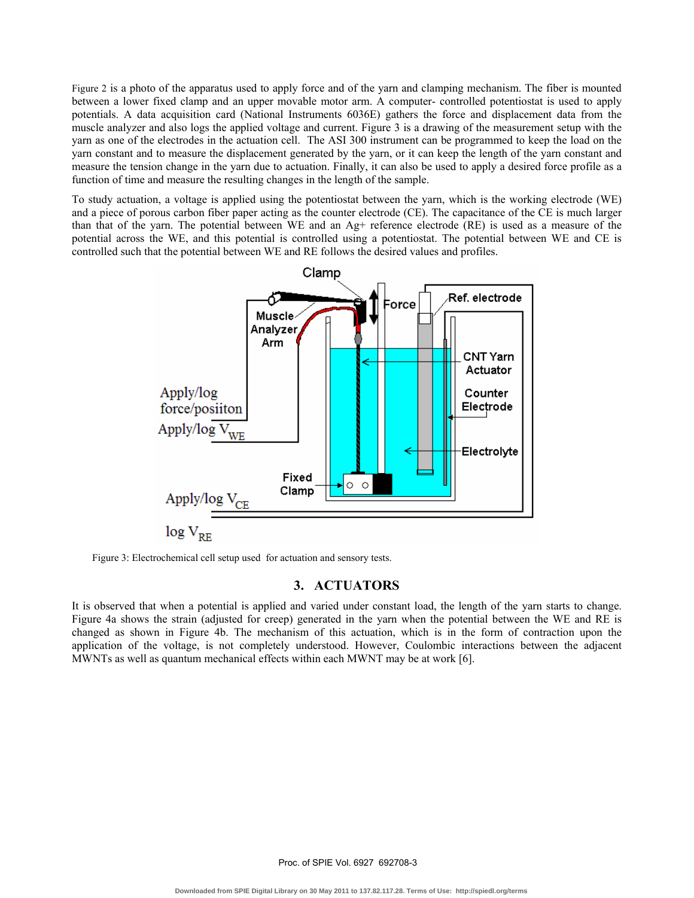Figure 2 is a photo of the apparatus used to apply force and of the yarn and clamping mechanism. The fiber is mounted between a lower fixed clamp and an upper movable motor arm. A computer- controlled potentiostat is used to apply potentials. A data acquisition card (National Instruments 6036E) gathers the force and displacement data from the muscle analyzer and also logs the applied voltage and current. Figure 3 is a drawing of the measurement setup with the yarn as one of the electrodes in the actuation cell. The ASI 300 instrument can be programmed to keep the load on the yarn constant and to measure the displacement generated by the yarn, or it can keep the length of the yarn constant and measure the tension change in the yarn due to actuation. Finally, it can also be used to apply a desired force profile as a function of time and measure the resulting changes in the length of the sample.

To study actuation, a voltage is applied using the potentiostat between the yarn, which is the working electrode (WE) and a piece of porous carbon fiber paper acting as the counter electrode (CE). The capacitance of the CE is much larger than that of the yarn. The potential between WE and an Ag+ reference electrode (RE) is used as a measure of the potential across the WE, and this potential is controlled using a potentiostat. The potential between WE and CE is controlled such that the potential between WE and RE follows the desired values and profiles.

Figure 3: Electrochemical cell setup used for actuation and sensory tests.

## 3. ACTUATORS

It is observed that when a potential is applied and varied under constant load, the length of the yarn starts to change. Figure 4a shows the strain (adjusted for creep) generated in the yarn when the potential between the WE and RE is changed as shown in Figure 4b. The mechanism of this actuation, which is in the form of contraction upon the application of the voltage, is not completely understood. However, Coulombic interactions between the adjacent MWNTs as well as quantum mechanical effects within each MWNT may be at work [6].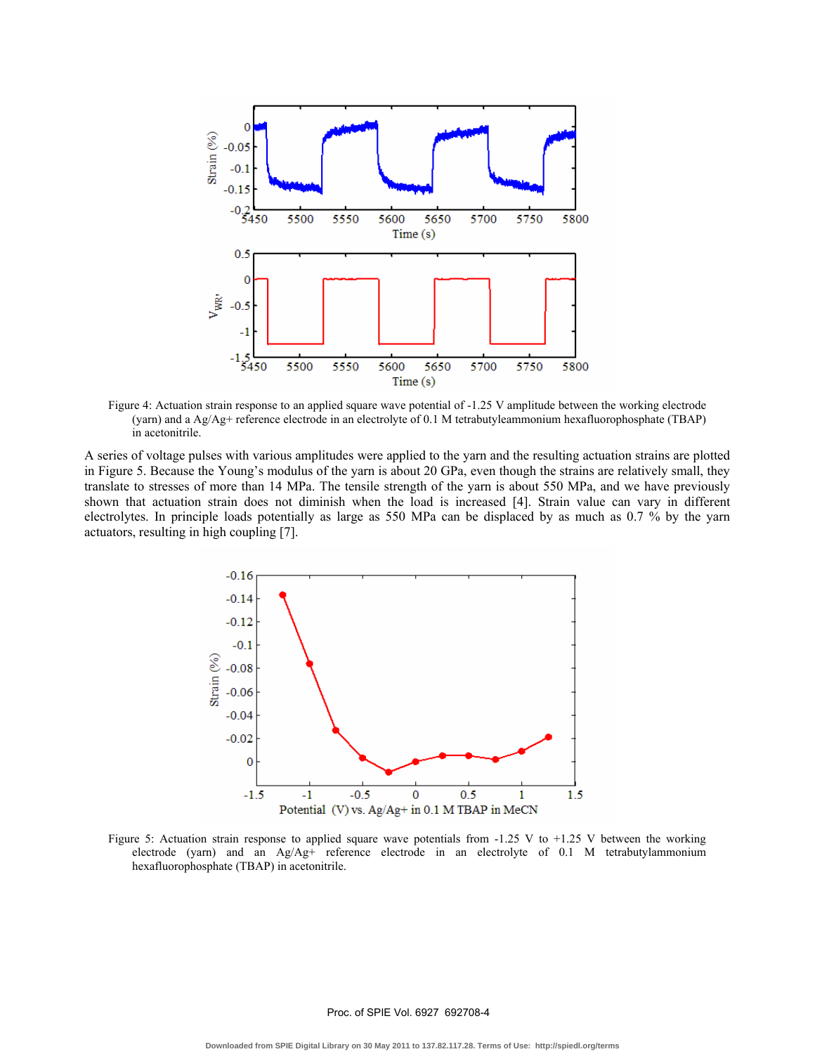Figure 4: Actuation strain response to an applied square wave potential of -1.25 V amplitude between the working electrode (yarn) and a Ag/Ag+ reference electrode in an electrolyte of 0.1 M tetrabutyleammonium hexafluorophosphate (TBAP) in acetonitrile.

A series of voltage pulses with various amplitudes were applied to the yarn and the resulting actuation strains are plotted in Figure 5. Because the Young's modulus of the yarn is about 20 GPa, even though the strains are relatively small, they translate to stresses of more than 14 MPa. The tensile strength of the yarn is about 550 MPa, and we have previously shown that actuation strain does not diminish when the load is increased [4]. Strain value can vary in different electrolytes. In principle loads potentially as large as 550 MPa can be displaced by as much as 0.7 % by the yarn actuators, resulting in high coupling [7].

Figure 5: Actuation strain response to applied square wave potentials from -1.25 V to +1.25 V between the working electrode (yarn) and an Ag/Ag+ reference electrode in an electrolyte of 0.1 M tetrabutylammonium hexafluorophosphate (TBAP) in acetonitrile.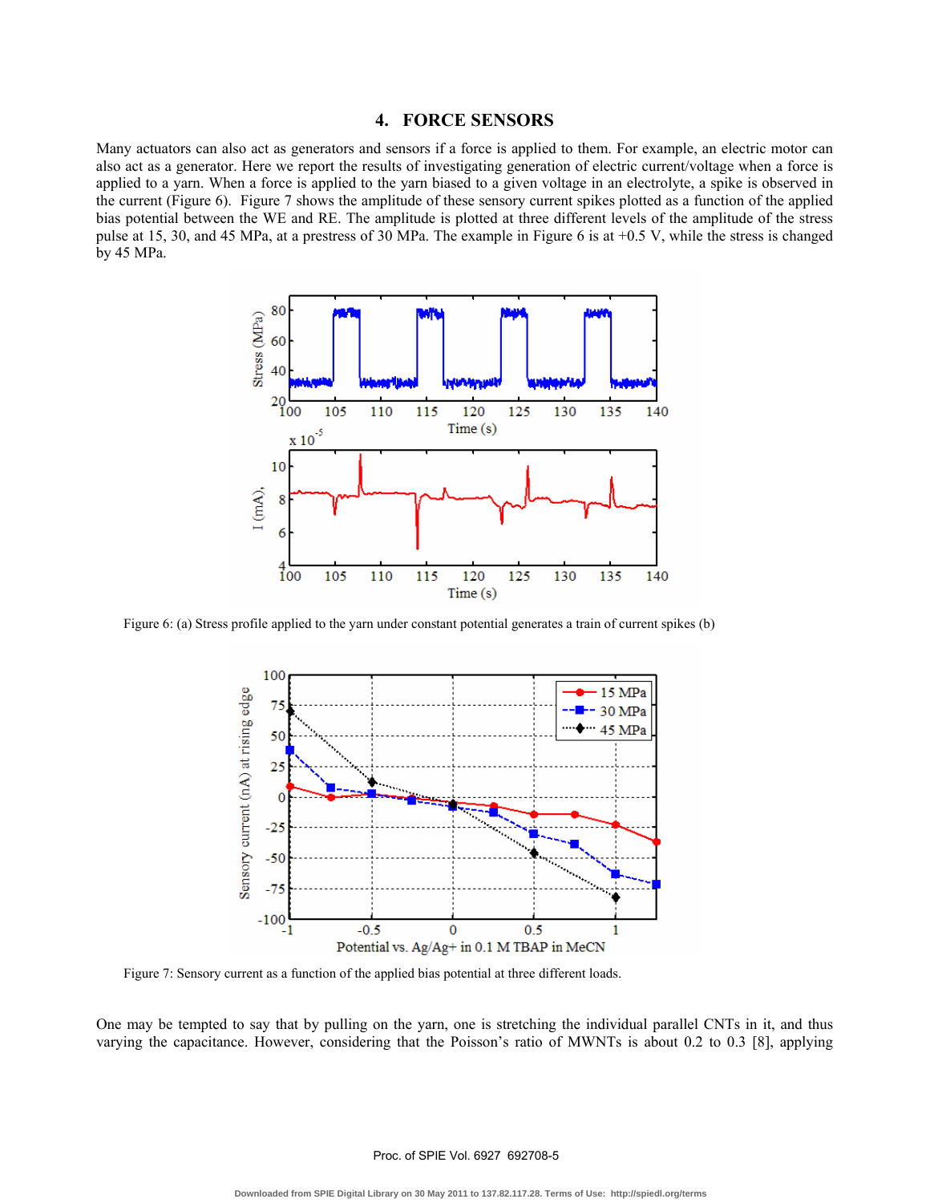## 4. FORCE SENSORS

Many actuators can also act as generators and sensors if a force is applied to them. For example, an electric motor can also act as a generator. Here we report the results of investigating generation of electric current/voltage when a force is applied to a yarn. When a force is applied to the yarn biased to a given voltage in an electrolyte, a spike is observed in the current (Figure 6). Figure 7 shows the amplitude of these sensory current spikes plotted as a function of the applied bias potential between the WE and RE. The amplitude is plotted at three different levels of the amplitude of the stress pulse at 15, 30, and 45 MPa, at a prestress of 30 MPa. The example in Figure 6 is at +0.5 V, while the stress is changed by 45 MPa.

Figure 6: (a) Stress profile applied to the yarn under constant potential generates a train of current spikes (b)

Figure 7: Sensory current as a function of the applied bias potential at three different loads.

One may be tempted to say that by pulling on the yarn, one is stretching the individual parallel CNTs in it, and thus varying the capacitance. However, considering that the Poisson's ratio of MWNTs is about 0.2 to 0.3 [8], applying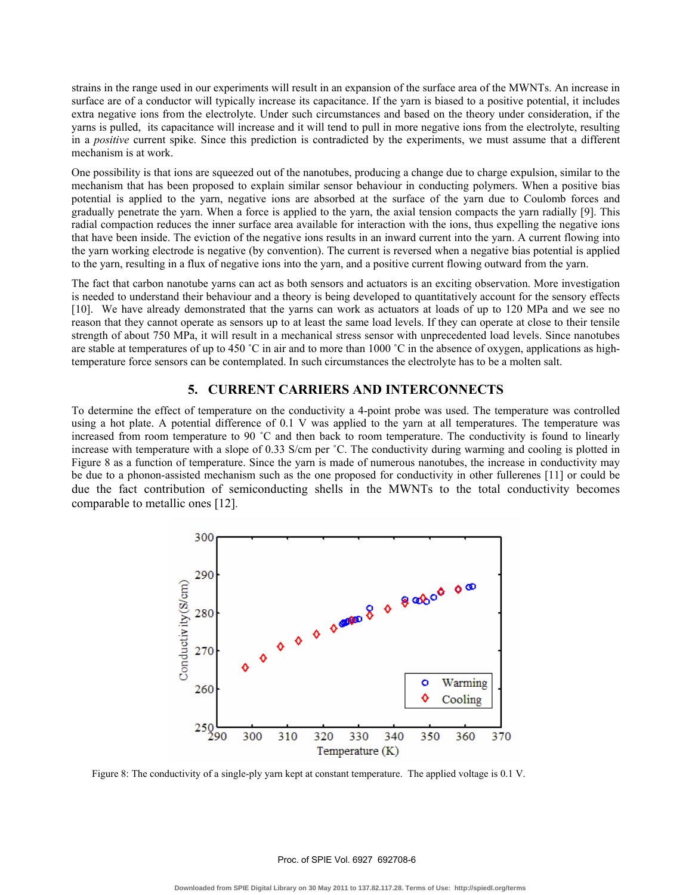strains in the range used in our experiments will result in an expansion of the surface area of the MWNTs. An increase in surface are of a conductor will typically increase its capacitance. If the yarn is biased to a positive potential, it includes extra negative ions from the electrolyte. Under such circumstances and based on the theory under consideration, if the yarns is pulled, its capacitance will increase and it will tend to pull in more negative ions from the electrolyte, resulting in a *positive* current spike. Since this prediction is contradicted by the experiments, we must assume that a different mechanism is at work.

One possibility is that ions are squeezed out of the nanotubes, producing a change due to charge expulsion, similar to the mechanism that has been proposed to explain similar sensor behaviour in conducting polymers. When a positive bias potential is applied to the yarn, negative ions are absorbed at the surface of the yarn due to Coulomb forces and gradually penetrate the yarn. When a force is applied to the yarn, the axial tension compacts the yarn radially [9]. This radial compaction reduces the inner surface area available for interaction with the ions, thus expelling the negative ions that have been inside. The eviction of the negative ions results in an inward current into the yarn. A current flowing into the yarn working electrode is negative (by convention). The current is reversed when a negative bias potential is applied to the yarn, resulting in a flux of negative ions into the yarn, and a positive current flowing outward from the yarn.

The fact that carbon nanotube yarns can act as both sensors and actuators is an exciting observation. More investigation is needed to understand their behaviour and a theory is being developed to quantitatively account for the sensory effects [10]. We have already demonstrated that the yarns can work as actuators at loads of up to 120 MPa and we see no reason that they cannot operate as sensors up to at least the same load levels. If they can operate at close to their tensile strength of about 750 MPa, it will result in a mechanical stress sensor with unprecedented load levels. Since nanotubes are stable at temperatures of up to 450 ˚C in air and to more than 1000 ˚C in the absence of oxygen, applications as high-temperature force sensors can be contemplated. In such circumstances the electrolyte has to be a molten salt.

## 5. CURRENT CARRIERS AND INTERCONNECTS

To determine the effect of temperature on the conductivity a 4-point probe was used. The temperature was controlled using a hot plate. A potential difference of 0.1 V was applied to the yarn at all temperatures. The temperature was increased from room temperature to 90 ˚C and then back to room temperature. The conductivity is found to linearly increase with temperature with a slope of 0.33 S/cm per ˚C. The conductivity during warming and cooling is plotted in Figure 8 as a function of temperature. Since the yarn is made of numerous nanotubes, the increase in conductivity may be due to a phonon-assisted mechanism such as the one proposed for conductivity in other fullerenes [11] or could be due the fact contribution of semiconducting shells in the MWNTs to the total conductivity becomes comparable to metallic ones [12].

Figure 8: The conductivity of a single-ply yarn kept at constant temperature. The applied voltage is 0.1 V.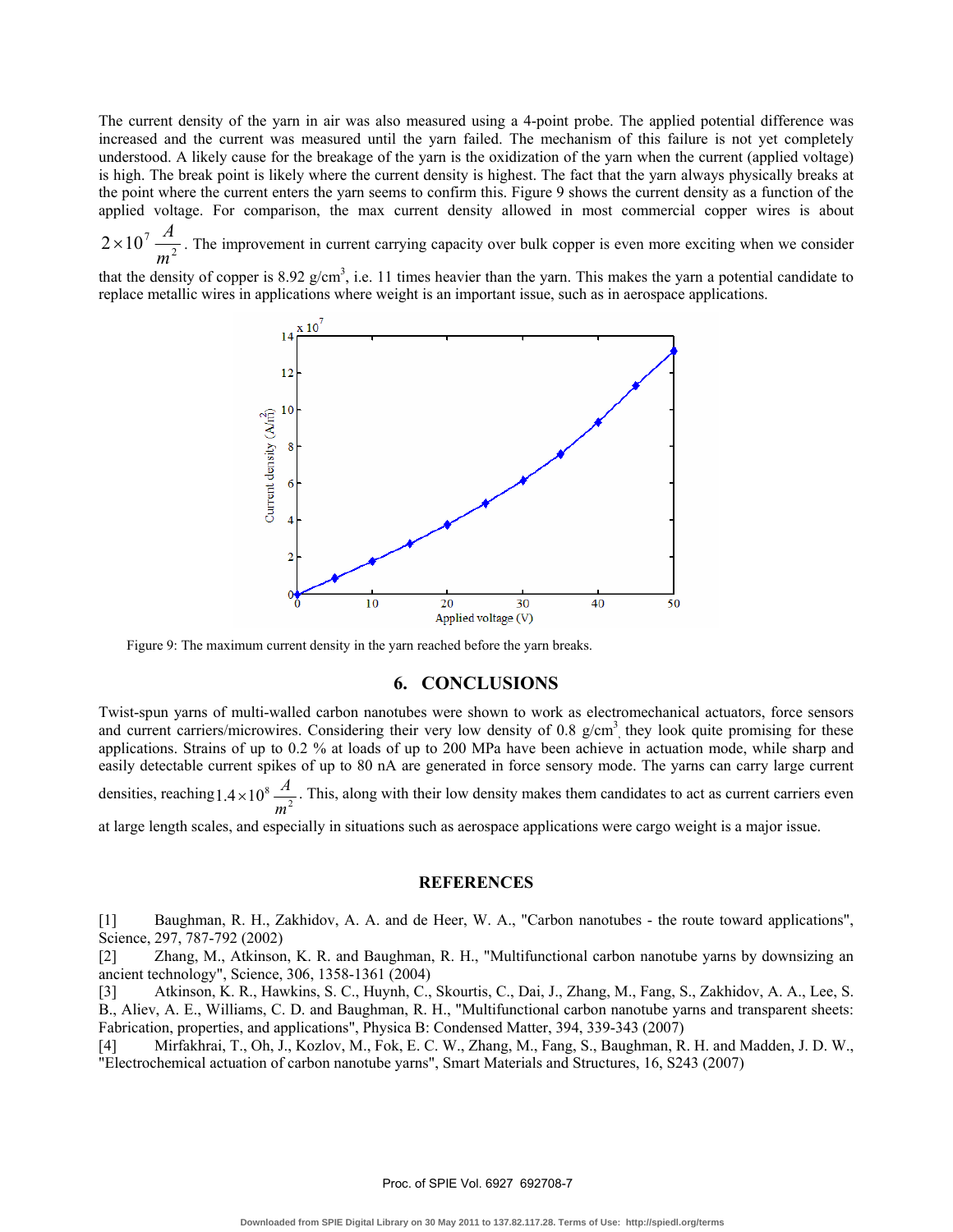The current density of the yarn in air was also measured using a 4-point probe. The applied potential difference was increased and the current was measured until the yarn failed. The mechanism of this failure is not yet completely understood. A likely cause for the breakage of the yarn is the oxidization of the yarn when the current (applied voltage) is high. The break point is likely where the current density is highest. The fact that the yarn always physically breaks at the point where the current enters the yarn seems to confirm this. Figure 9 shows the current density as a function of the applied voltage. For comparison, the max current density allowed in most commercial copper wires is about $2\times10^{7}\,\dfrac{A}{m^{2}}$. The improvement in current carrying capacity over bulk copper is even more exciting when we consider that the density of copper is 8.92 g/cm$^3$, i.e. 11 times heavier than the yarn. This makes the yarn a potential candidate to replace metallic wires in applications where weight is an important issue, such as in aerospace applications.

Figure 9: The maximum current density in the yarn reached before the yarn breaks.

## 6. CONCLUSIONS

Twist-spun yarns of multi-walled carbon nanotubes were shown to work as electromechanical actuators, force sensors and current carriers/microwires. Considering their very low density of 0.8 g/cm$^3$, they look quite promising for these applications. Strains of up to 0.2 % at loads of up to 200 MPa have been achieve in actuation mode, while sharp and easily detectable current spikes of up to 80 nA are generated in force sensory mode. The yarns can carry large current densities, reaching $1.4\times10^{8}\,\dfrac{A}{m^{2}}$. This, along with their low density makes them candidates to act as current carriers even at large length scales, and especially in situations such as aerospace applications were cargo weight is a major issue.

## REFERENCES

[1] Baughman, R. H., Zakhidov, A. A. and de Heer, W. A., "Carbon nanotubes - the route toward applications", Science, 297, 787-792 (2002)

[2] Zhang, M., Atkinson, K. R. and Baughman, R. H., "Multifunctional carbon nanotube yarns by downsizing an ancient technology", Science, 306, 1358-1361 (2004)

[3] Atkinson, K. R., Hawkins, S. C., Huynh, C., Skourtis, C., Dai, J., Zhang, M., Fang, S., Zakhidov, A. A., Lee, S. B., Aliev, A. E., Williams, C. D. and Baughman, R. H., "Multifunctional carbon nanotube yarns and transparent sheets: Fabrication, properties, and applications", Physica B: Condensed Matter, 394, 339-343 (2007)

[4] Mirfakhrai, T., Oh, J., Kozlov, M., Fok, E. C. W., Zhang, M., Fang, S., Baughman, R. H. and Madden, J. D. W., "Electrochemical actuation of carbon nanotube yarns", Smart Materials and Structures, 16, S243 (2007)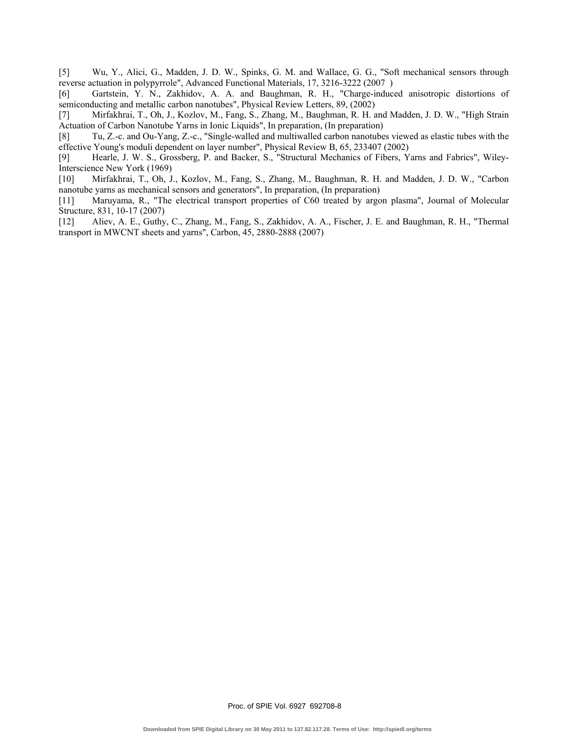[5] Wu, Y., Alici, G., Madden, J. D. W., Spinks, G. M. and Wallace, G. G., "Soft mechanical sensors through reverse actuation in polypyrrole", Advanced Functional Materials, 17, 3216-3222 (2007 )

[6] Gartstein, Y. N., Zakhidov, A. A. and Baughman, R. H., "Charge-induced anisotropic distortions of semiconducting and metallic carbon nanotubes", Physical Review Letters, 89, (2002)

[7] Mirfakhrai, T., Oh, J., Kozlov, M., Fang, S., Zhang, M., Baughman, R. H. and Madden, J. D. W., "High Strain Actuation of Carbon Nanotube Yarns in Ionic Liquids", In preparation, (In preparation)

[8] Tu, Z.-c. and Ou-Yang, Z.-c., "Single-walled and multiwalled carbon nanotubes viewed as elastic tubes with the effective Young's moduli dependent on layer number", Physical Review B, 65, 233407 (2002)

[9] Hearle, J. W. S., Grossberg, P. and Backer, S., "Structural Mechanics of Fibers, Yarns and Fabrics", Wiley-Interscience New York (1969)

[10] Mirfakhrai, T., Oh, J., Kozlov, M., Fang, S., Zhang, M., Baughman, R. H. and Madden, J. D. W., "Carbon nanotube yarns as mechanical sensors and generators", In preparation, (In preparation)

[11] Maruyama, R., "The electrical transport properties of C60 treated by argon plasma", Journal of Molecular Structure, 831, 10-17 (2007)

[12] Aliev, A. E., Guthy, C., Zhang, M., Fang, S., Zakhidov, A. A., Fischer, J. E. and Baughman, R. H., "Thermal transport in MWCNT sheets and yarns", Carbon, 45, 2880-2888 (2007)